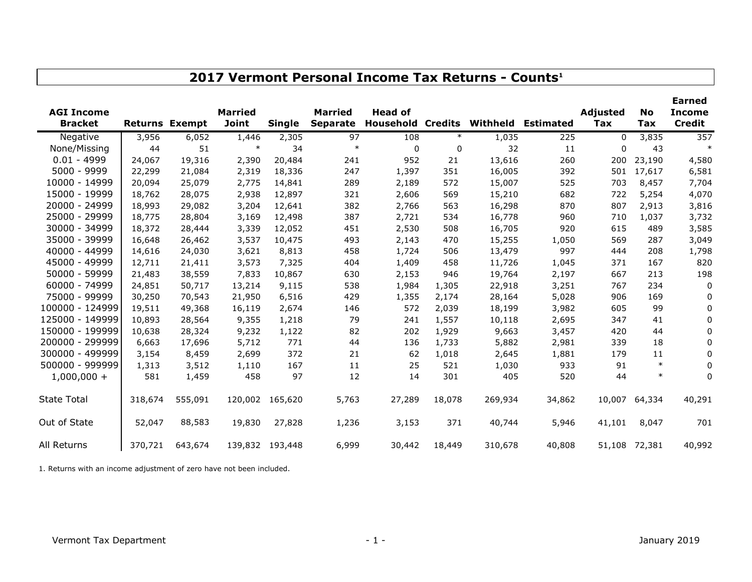# 2017 Vermont Personal Income Tax Returns - Counts[1]

| AGI Income Bracket | Returns | Exempt | Married Joint | Single | Married Separate | Head of Household | Credits | Withheld | Estimated | Adjusted Tax | No Tax | Earned Income Credit |
|---|---|---|---|---|---|---|---|---|---|---|---|---|
| Negative | 3,956 | 6,052 | 1,446 | 2,305 | 97 | 108 | * | 1,035 | 225 | 0 | 3,835 | 357 |
| None/Missing | 44 | 51 | * | 34 | * | 0 | 0 | 32 | 11 | 0 | 43 | * |
| 0.01 - 4999 | 24,067 | 19,316 | 2,390 | 20,484 | 241 | 952 | 21 | 13,616 | 260 | 200 | 23,190 | 4,580 |
| 5000 - 9999 | 22,299 | 21,084 | 2,319 | 18,336 | 247 | 1,397 | 351 | 16,005 | 392 | 501 | 17,617 | 6,581 |
| 10000 - 14999 | 20,094 | 25,079 | 2,775 | 14,841 | 289 | 2,189 | 572 | 15,007 | 525 | 703 | 8,457 | 7,704 |
| 15000 - 19999 | 18,762 | 28,075 | 2,938 | 12,897 | 321 | 2,606 | 569 | 15,210 | 682 | 722 | 5,254 | 4,070 |
| 20000 - 24999 | 18,993 | 29,082 | 3,204 | 12,641 | 382 | 2,766 | 563 | 16,298 | 870 | 807 | 2,913 | 3,816 |
| 25000 - 29999 | 18,775 | 28,804 | 3,169 | 12,498 | 387 | 2,721 | 534 | 16,778 | 960 | 710 | 1,037 | 3,732 |
| 30000 - 34999 | 18,372 | 28,444 | 3,339 | 12,052 | 451 | 2,530 | 508 | 16,705 | 920 | 615 | 489 | 3,585 |
| 35000 - 39999 | 16,648 | 26,462 | 3,537 | 10,475 | 493 | 2,143 | 470 | 15,255 | 1,050 | 569 | 287 | 3,049 |
| 40000 - 44999 | 14,616 | 24,030 | 3,621 | 8,813 | 458 | 1,724 | 506 | 13,479 | 997 | 444 | 208 | 1,798 |
| 45000 - 49999 | 12,711 | 21,411 | 3,573 | 7,325 | 404 | 1,409 | 458 | 11,726 | 1,045 | 371 | 167 | 820 |
| 50000 - 59999 | 21,483 | 38,559 | 7,833 | 10,867 | 630 | 2,153 | 946 | 19,764 | 2,197 | 667 | 213 | 198 |
| 60000 - 74999 | 24,851 | 50,717 | 13,214 | 9,115 | 538 | 1,984 | 1,305 | 22,918 | 3,251 | 767 | 234 | 0 |
| 75000 - 99999 | 30,250 | 70,543 | 21,950 | 6,516 | 429 | 1,355 | 2,174 | 28,164 | 5,028 | 906 | 169 | 0 |
| 100000 - 124999 | 19,511 | 49,368 | 16,119 | 2,674 | 146 | 572 | 2,039 | 18,199 | 3,982 | 605 | 99 | 0 |
| 125000 - 149999 | 10,893 | 28,564 | 9,355 | 1,218 | 79 | 241 | 1,557 | 10,118 | 2,695 | 347 | 41 | 0 |
| 150000 - 199999 | 10,638 | 28,324 | 9,232 | 1,122 | 82 | 202 | 1,929 | 9,663 | 3,457 | 420 | 44 | 0 |
| 200000 - 299999 | 6,663 | 17,696 | 5,712 | 771 | 44 | 136 | 1,733 | 5,882 | 2,981 | 339 | 18 | 0 |
| 300000 - 499999 | 3,154 | 8,459 | 2,699 | 372 | 21 | 62 | 1,018 | 2,645 | 1,881 | 179 | 11 | 0 |
| 500000 - 999999 | 1,313 | 3,512 | 1,110 | 167 | 11 | 25 | 521 | 1,030 | 933 | 91 | * | 0 |
| 1,000,000 + | 581 | 1,459 | 458 | 97 | 12 | 14 | 301 | 405 | 520 | 44 | * | 0 |
| State Total | 318,674 | 555,091 | 120,002 | 165,620 | 5,763 | 27,289 | 18,078 | 269,934 | 34,862 | 10,007 | 64,334 | 40,291 |
| Out of State | 52,047 | 88,583 | 19,830 | 27,828 | 1,236 | 3,153 | 371 | 40,744 | 5,946 | 41,101 | 8,047 | 701 |
| All Returns | 370,721 | 643,674 | 139,832 | 193,448 | 6,999 | 30,442 | 18,449 | 310,678 | 40,808 | 51,108 | 72,381 | 40,992 |

1. Returns with an income adjustment of zero have not been included.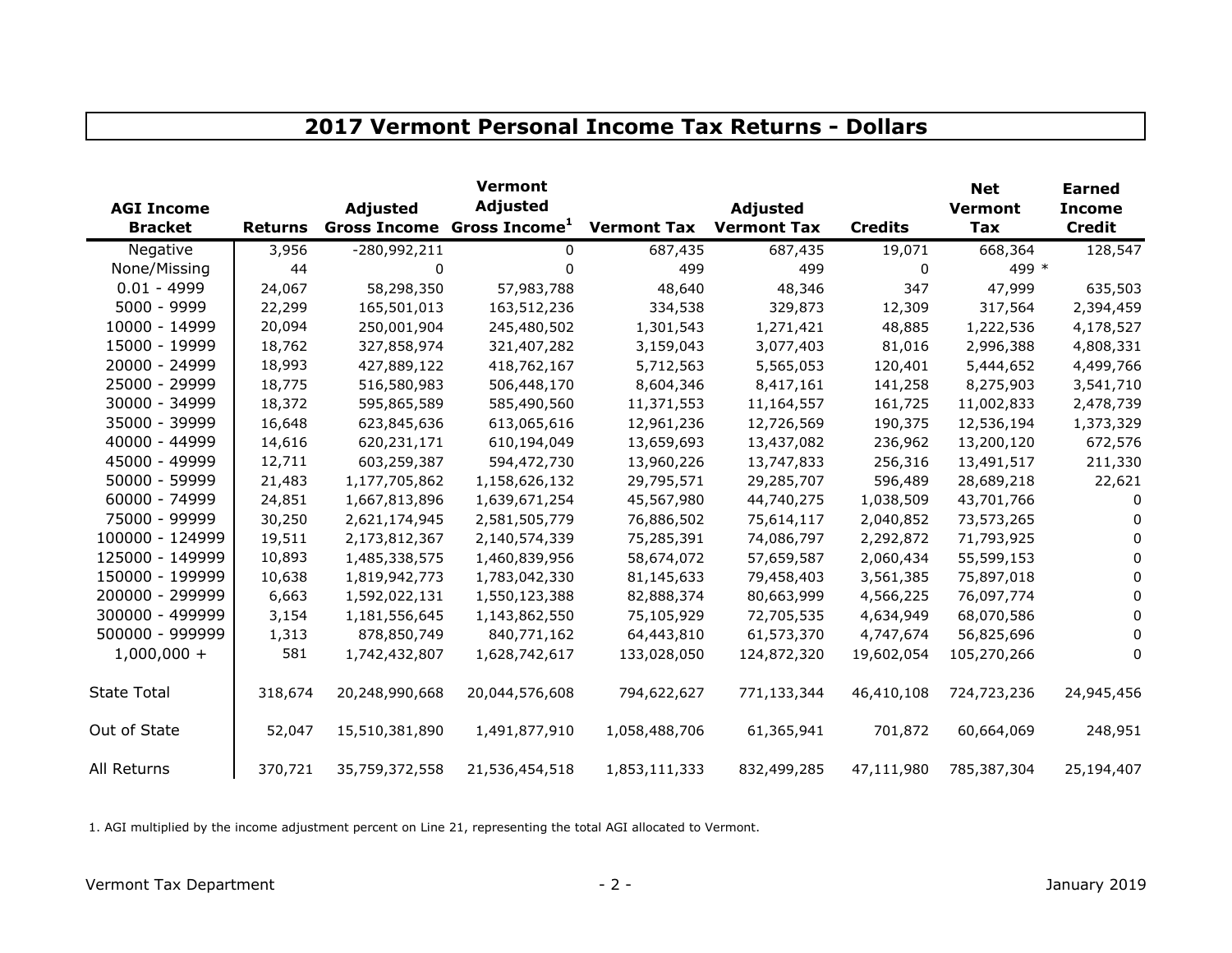# 2017 Vermont Personal Income Tax Returns - Dollars

| AGI Income Bracket | Returns | Adjusted Gross Income | Vermont Adjusted Gross Income[1] | Vermont Tax | Adjusted Vermont Tax | Credits | Net Vermont Tax | Earned Income Credit |
|---|---|---|---|---|---|---|---|---|
| Negative | 3,956 | -280,992,211 | 0 | 687,435 | 687,435 | 19,071 | 668,364 | 128,547 |
| None/Missing | 44 | 0 | 0 | 499 | 499 | 0 | 499 * | |
| 0.01 - 4999 | 24,067 | 58,298,350 | 57,983,788 | 48,640 | 48,346 | 347 | 47,999 | 635,503 |
| 5000 - 9999 | 22,299 | 165,501,013 | 163,512,236 | 334,538 | 329,873 | 12,309 | 317,564 | 2,394,459 |
| 10000 - 14999 | 20,094 | 250,001,904 | 245,480,502 | 1,301,543 | 1,271,421 | 48,885 | 1,222,536 | 4,178,527 |
| 15000 - 19999 | 18,762 | 327,858,974 | 321,407,282 | 3,159,043 | 3,077,403 | 81,016 | 2,996,388 | 4,808,331 |
| 20000 - 24999 | 18,993 | 427,889,122 | 418,762,167 | 5,712,563 | 5,565,053 | 120,401 | 5,444,652 | 4,499,766 |
| 25000 - 29999 | 18,775 | 516,580,983 | 506,448,170 | 8,604,346 | 8,417,161 | 141,258 | 8,275,903 | 3,541,710 |
| 30000 - 34999 | 18,372 | 595,865,589 | 585,490,560 | 11,371,553 | 11,164,557 | 161,725 | 11,002,833 | 2,478,739 |
| 35000 - 39999 | 16,648 | 623,845,636 | 613,065,616 | 12,961,236 | 12,726,569 | 190,375 | 12,536,194 | 1,373,329 |
| 40000 - 44999 | 14,616 | 620,231,171 | 610,194,049 | 13,659,693 | 13,437,082 | 236,962 | 13,200,120 | 672,576 |
| 45000 - 49999 | 12,711 | 603,259,387 | 594,472,730 | 13,960,226 | 13,747,833 | 256,316 | 13,491,517 | 211,330 |
| 50000 - 59999 | 21,483 | 1,177,705,862 | 1,158,626,132 | 29,795,571 | 29,285,707 | 596,489 | 28,689,218 | 22,621 |
| 60000 - 74999 | 24,851 | 1,667,813,896 | 1,639,671,254 | 45,567,980 | 44,740,275 | 1,038,509 | 43,701,766 | 0 |
| 75000 - 99999 | 30,250 | 2,621,174,945 | 2,581,505,779 | 76,886,502 | 75,614,117 | 2,040,852 | 73,573,265 | 0 |
| 100000 - 124999 | 19,511 | 2,173,812,367 | 2,140,574,339 | 75,285,391 | 74,086,797 | 2,292,872 | 71,793,925 | 0 |
| 125000 - 149999 | 10,893 | 1,485,338,575 | 1,460,839,956 | 58,674,072 | 57,659,587 | 2,060,434 | 55,599,153 | 0 |
| 150000 - 199999 | 10,638 | 1,819,942,773 | 1,783,042,330 | 81,145,633 | 79,458,403 | 3,561,385 | 75,897,018 | 0 |
| 200000 - 299999 | 6,663 | 1,592,022,131 | 1,550,123,388 | 82,888,374 | 80,663,999 | 4,566,225 | 76,097,774 | 0 |
| 300000 - 499999 | 3,154 | 1,181,556,645 | 1,143,862,550 | 75,105,929 | 72,705,535 | 4,634,949 | 68,070,586 | 0 |
| 500000 - 999999 | 1,313 | 878,850,749 | 840,771,162 | 64,443,810 | 61,573,370 | 4,747,674 | 56,825,696 | 0 |
| 1,000,000 + | 581 | 1,742,432,807 | 1,628,742,617 | 133,028,050 | 124,872,320 | 19,602,054 | 105,270,266 | 0 |
| State Total | 318,674 | 20,248,990,668 | 20,044,576,608 | 794,622,627 | 771,133,344 | 46,410,108 | 724,723,236 | 24,945,456 |
| Out of State | 52,047 | 15,510,381,890 | 1,491,877,910 | 1,058,488,706 | 61,365,941 | 701,872 | 60,664,069 | 248,951 |
| All Returns | 370,721 | 35,759,372,558 | 21,536,454,518 | 1,853,111,333 | 832,499,285 | 47,111,980 | 785,387,304 | 25,194,407 |

1. AGI multiplied by the income adjustment percent on Line 21, representing the total AGI allocated to Vermont.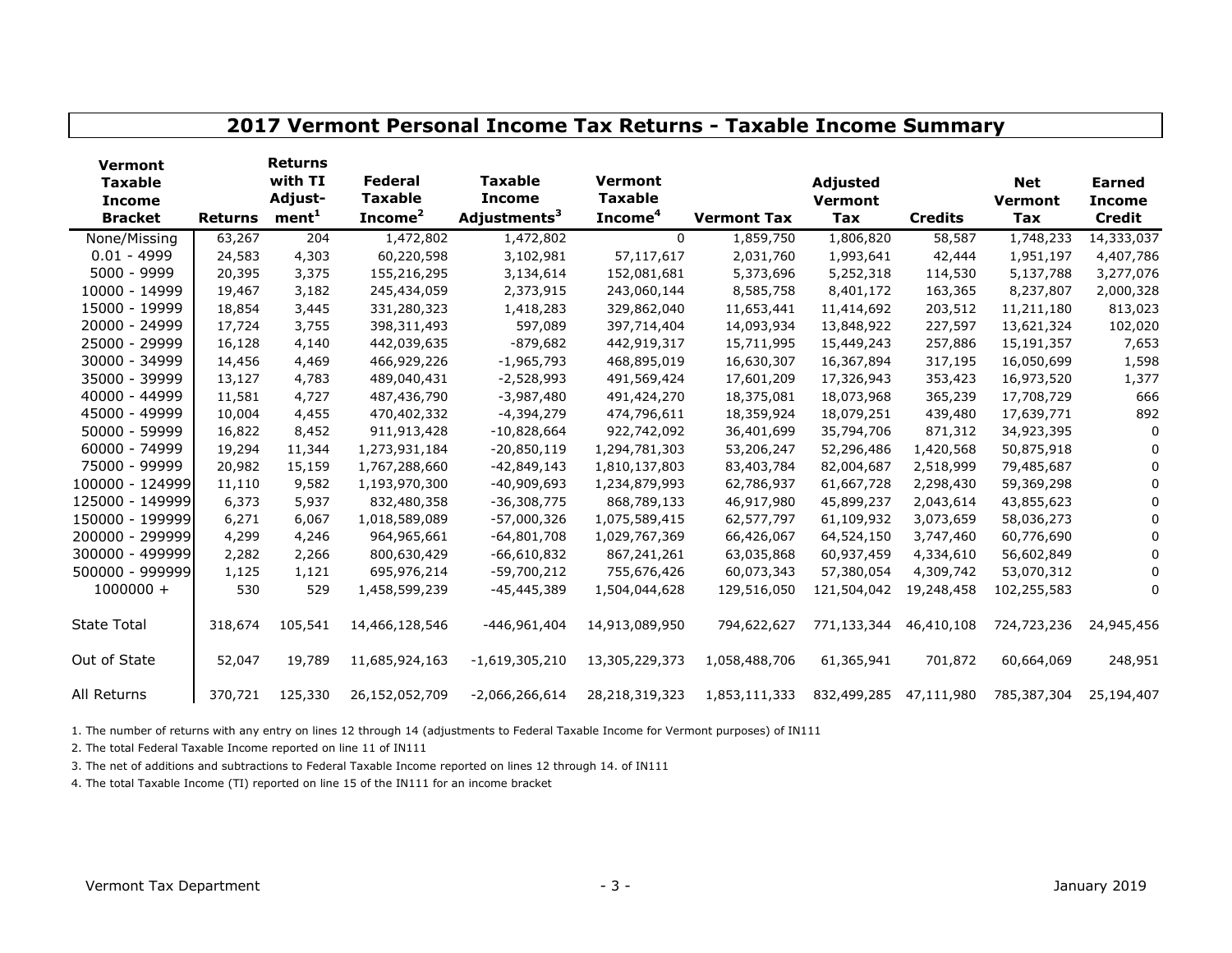## 2017 Vermont Personal Income Tax Returns - Taxable Income Summary

| Vermont Taxable Income Bracket | Returns | Returns with TI Adjust-ment[1] | Federal Taxable Income[2] | Taxable Income Adjustments[3] | Vermont Taxable Income[4] | Vermont Tax | Adjusted Vermont Tax | Credits | Net Vermont Tax | Earned Income Credit |
|---|---|---|---|---|---|---|---|---|---|---|
| None/Missing | 63,267 | 204 | 1,472,802 | 1,472,802 | 0 | 1,859,750 | 1,806,820 | 58,587 | 1,748,233 | 14,333,037 |
| 0.01 - 4999 | 24,583 | 4,303 | 60,220,598 | 3,102,981 | 57,117,617 | 2,031,760 | 1,993,641 | 42,444 | 1,951,197 | 4,407,786 |
| 5000 - 9999 | 20,395 | 3,375 | 155,216,295 | 3,134,614 | 152,081,681 | 5,373,696 | 5,252,318 | 114,530 | 5,137,788 | 3,277,076 |
| 10000 - 14999 | 19,467 | 3,182 | 245,434,059 | 2,373,915 | 243,060,144 | 8,585,758 | 8,401,172 | 163,365 | 8,237,807 | 2,000,328 |
| 15000 - 19999 | 18,854 | 3,445 | 331,280,323 | 1,418,283 | 329,862,040 | 11,653,441 | 11,414,692 | 203,512 | 11,211,180 | 813,023 |
| 20000 - 24999 | 17,724 | 3,755 | 398,311,493 | 597,089 | 397,714,404 | 14,093,934 | 13,848,922 | 227,597 | 13,621,324 | 102,020 |
| 25000 - 29999 | 16,128 | 4,140 | 442,039,635 | -879,682 | 442,919,317 | 15,711,995 | 15,449,243 | 257,886 | 15,191,357 | 7,653 |
| 30000 - 34999 | 14,456 | 4,469 | 466,929,226 | -1,965,793 | 468,895,019 | 16,630,307 | 16,367,894 | 317,195 | 16,050,699 | 1,598 |
| 35000 - 39999 | 13,127 | 4,783 | 489,040,431 | -2,528,993 | 491,569,424 | 17,601,209 | 17,326,943 | 353,423 | 16,973,520 | 1,377 |
| 40000 - 44999 | 11,581 | 4,727 | 487,436,790 | -3,987,480 | 491,424,270 | 18,375,081 | 18,073,968 | 365,239 | 17,708,729 | 666 |
| 45000 - 49999 | 10,004 | 4,455 | 470,402,332 | -4,394,279 | 474,796,611 | 18,359,924 | 18,079,251 | 439,480 | 17,639,771 | 892 |
| 50000 - 59999 | 16,822 | 8,452 | 911,913,428 | -10,828,664 | 922,742,092 | 36,401,699 | 35,794,706 | 871,312 | 34,923,395 | 0 |
| 60000 - 74999 | 19,294 | 11,344 | 1,273,931,184 | -20,850,119 | 1,294,781,303 | 53,206,247 | 52,296,486 | 1,420,568 | 50,875,918 | 0 |
| 75000 - 99999 | 20,982 | 15,159 | 1,767,288,660 | -42,849,143 | 1,810,137,803 | 83,403,784 | 82,004,687 | 2,518,999 | 79,485,687 | 0 |
| 100000 - 124999 | 11,110 | 9,582 | 1,193,970,300 | -40,909,693 | 1,234,879,993 | 62,786,937 | 61,667,728 | 2,298,430 | 59,369,298 | 0 |
| 125000 - 149999 | 6,373 | 5,937 | 832,480,358 | -36,308,775 | 868,789,133 | 46,917,980 | 45,899,237 | 2,043,614 | 43,855,623 | 0 |
| 150000 - 199999 | 6,271 | 6,067 | 1,018,589,089 | -57,000,326 | 1,075,589,415 | 62,577,797 | 61,109,932 | 3,073,659 | 58,036,273 | 0 |
| 200000 - 299999 | 4,299 | 4,246 | 964,965,661 | -64,801,708 | 1,029,767,369 | 66,426,067 | 64,524,150 | 3,747,460 | 60,776,690 | 0 |
| 300000 - 499999 | 2,282 | 2,266 | 800,630,429 | -66,610,832 | 867,241,261 | 63,035,868 | 60,937,459 | 4,334,610 | 56,602,849 | 0 |
| 500000 - 999999 | 1,125 | 1,121 | 695,976,214 | -59,700,212 | 755,676,426 | 60,073,343 | 57,380,054 | 4,309,742 | 53,070,312 | 0 |
| 1000000 + | 530 | 529 | 1,458,599,239 | -45,445,389 | 1,504,044,628 | 129,516,050 | 121,504,042 | 19,248,458 | 102,255,583 | 0 |
| State Total | 318,674 | 105,541 | 14,466,128,546 | -446,961,404 | 14,913,089,950 | 794,622,627 | 771,133,344 | 46,410,108 | 724,723,236 | 24,945,456 |
| Out of State | 52,047 | 19,789 | 11,685,924,163 | -1,619,305,210 | 13,305,229,373 | 1,058,488,706 | 61,365,941 | 701,872 | 60,664,069 | 248,951 |
| All Returns | 370,721 | 125,330 | 26,152,052,709 | -2,066,266,614 | 28,218,319,323 | 1,853,111,333 | 832,499,285 | 47,111,980 | 785,387,304 | 25,194,407 |

1. The number of returns with any entry on lines 12 through 14 (adjustments to Federal Taxable Income for Vermont purposes) of IN111

2. The total Federal Taxable Income reported on line 11 of IN111

3. The net of additions and subtractions to Federal Taxable Income reported on lines 12 through 14. of IN111

4. The total Taxable Income (TI) reported on line 15 of the IN111 for an income bracket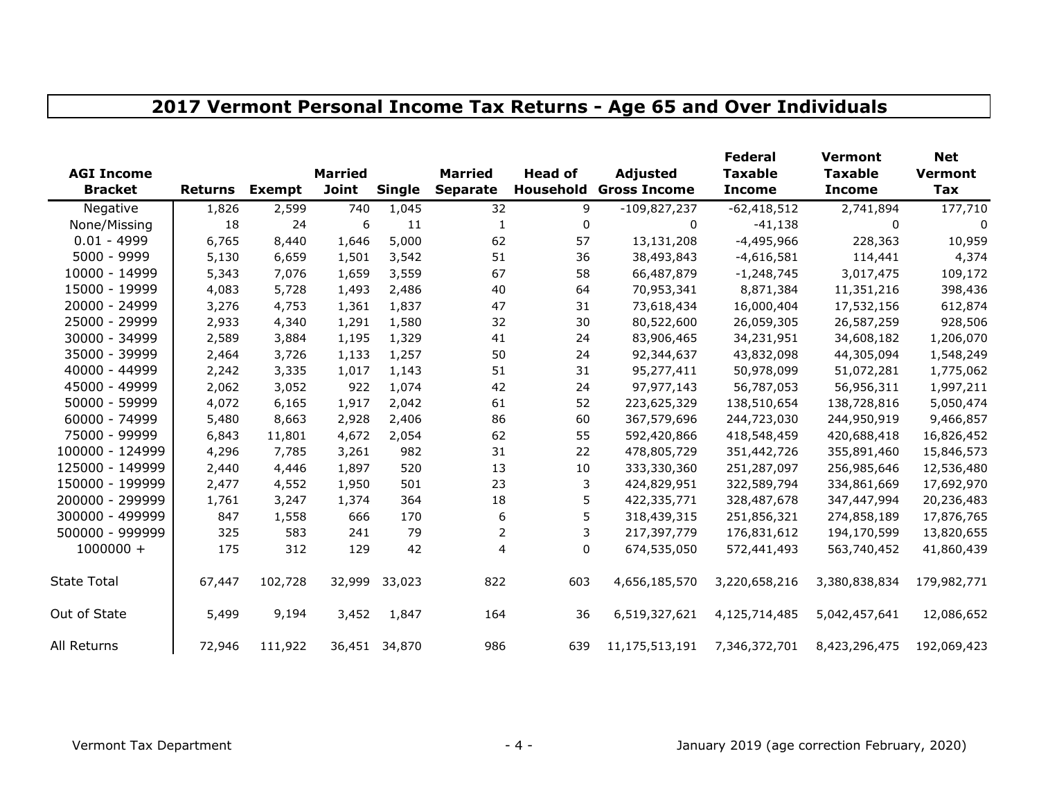# 2017 Vermont Personal Income Tax Returns - Age 65 and Over Individuals

| AGI Income Bracket | Returns | Exempt | Married Joint | Single | Married Separate | Head of Household | Adjusted Gross Income | Federal Taxable Income | Vermont Taxable Income | Net Vermont Tax |
|---|---|---|---|---|---|---|---|---|---|---|
| Negative | 1,826 | 2,599 | 740 | 1,045 | 32 | 9 | -109,827,237 | -62,418,512 | 2,741,894 | 177,710 |
| None/Missing | 18 | 24 | 6 | 11 | 1 | 0 | 0 | -41,138 | 0 | 0 |
| 0.01 - 4999 | 6,765 | 8,440 | 1,646 | 5,000 | 62 | 57 | 13,131,208 | -4,495,966 | 228,363 | 10,959 |
| 5000 - 9999 | 5,130 | 6,659 | 1,501 | 3,542 | 51 | 36 | 38,493,843 | -4,616,581 | 114,441 | 4,374 |
| 10000 - 14999 | 5,343 | 7,076 | 1,659 | 3,559 | 67 | 58 | 66,487,879 | -1,248,745 | 3,017,475 | 109,172 |
| 15000 - 19999 | 4,083 | 5,728 | 1,493 | 2,486 | 40 | 64 | 70,953,341 | 8,871,384 | 11,351,216 | 398,436 |
| 20000 - 24999 | 3,276 | 4,753 | 1,361 | 1,837 | 47 | 31 | 73,618,434 | 16,000,404 | 17,532,156 | 612,874 |
| 25000 - 29999 | 2,933 | 4,340 | 1,291 | 1,580 | 32 | 30 | 80,522,600 | 26,059,305 | 26,587,259 | 928,506 |
| 30000 - 34999 | 2,589 | 3,884 | 1,195 | 1,329 | 41 | 24 | 83,906,465 | 34,231,951 | 34,608,182 | 1,206,070 |
| 35000 - 39999 | 2,464 | 3,726 | 1,133 | 1,257 | 50 | 24 | 92,344,637 | 43,832,098 | 44,305,094 | 1,548,249 |
| 40000 - 44999 | 2,242 | 3,335 | 1,017 | 1,143 | 51 | 31 | 95,277,411 | 50,978,099 | 51,072,281 | 1,775,062 |
| 45000 - 49999 | 2,062 | 3,052 | 922 | 1,074 | 42 | 24 | 97,977,143 | 56,787,053 | 56,956,311 | 1,997,211 |
| 50000 - 59999 | 4,072 | 6,165 | 1,917 | 2,042 | 61 | 52 | 223,625,329 | 138,510,654 | 138,728,816 | 5,050,474 |
| 60000 - 74999 | 5,480 | 8,663 | 2,928 | 2,406 | 86 | 60 | 367,579,696 | 244,723,030 | 244,950,919 | 9,466,857 |
| 75000 - 99999 | 6,843 | 11,801 | 4,672 | 2,054 | 62 | 55 | 592,420,866 | 418,548,459 | 420,688,418 | 16,826,452 |
| 100000 - 124999 | 4,296 | 7,785 | 3,261 | 982 | 31 | 22 | 478,805,729 | 351,442,726 | 355,891,460 | 15,846,573 |
| 125000 - 149999 | 2,440 | 4,446 | 1,897 | 520 | 13 | 10 | 333,330,360 | 251,287,097 | 256,985,646 | 12,536,480 |
| 150000 - 199999 | 2,477 | 4,552 | 1,950 | 501 | 23 | 3 | 424,829,951 | 322,589,794 | 334,861,669 | 17,692,970 |
| 200000 - 299999 | 1,761 | 3,247 | 1,374 | 364 | 18 | 5 | 422,335,771 | 328,487,678 | 347,447,994 | 20,236,483 |
| 300000 - 499999 | 847 | 1,558 | 666 | 170 | 6 | 5 | 318,439,315 | 251,856,321 | 274,858,189 | 17,876,765 |
| 500000 - 999999 | 325 | 583 | 241 | 79 | 2 | 3 | 217,397,779 | 176,831,612 | 194,170,599 | 13,820,655 |
| 1000000 + | 175 | 312 | 129 | 42 | 4 | 0 | 674,535,050 | 572,441,493 | 563,740,452 | 41,860,439 |
| State Total | 67,447 | 102,728 | 32,999 | 33,023 | 822 | 603 | 4,656,185,570 | 3,220,658,216 | 3,380,838,834 | 179,982,771 |
| Out of State | 5,499 | 9,194 | 3,452 | 1,847 | 164 | 36 | 6,519,327,621 | 4,125,714,485 | 5,042,457,641 | 12,086,652 |
| All Returns | 72,946 | 111,922 | 36,451 | 34,870 | 986 | 639 | 11,175,513,191 | 7,346,372,701 | 8,423,296,475 | 192,069,423 |

Vermont Tax Department

January 2019 (age correction February, 2020)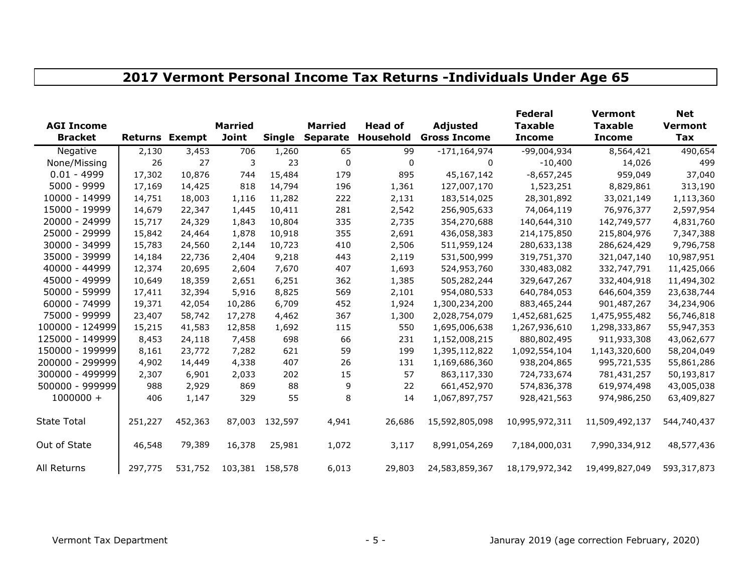# 2017 Vermont Personal Income Tax Returns -Individuals Under Age 65

| AGI Income Bracket | Returns | Exempt | Married Joint | Single | Married Separate | Head of Household | Adjusted Gross Income | Federal Taxable Income | Vermont Taxable Income | Net Vermont Tax |
|---|---|---|---|---|---|---|---|---|---|---|
| Negative | 2,130 | 3,453 | 706 | 1,260 | 65 | 99 | -171,164,974 | -99,004,934 | 8,564,421 | 490,654 |
| None/Missing | 26 | 27 | 3 | 23 | 0 | 0 | 0 | -10,400 | 14,026 | 499 |
| 0.01 - 4999 | 17,302 | 10,876 | 744 | 15,484 | 179 | 895 | 45,167,142 | -8,657,245 | 959,049 | 37,040 |
| 5000 - 9999 | 17,169 | 14,425 | 818 | 14,794 | 196 | 1,361 | 127,007,170 | 1,523,251 | 8,829,861 | 313,190 |
| 10000 - 14999 | 14,751 | 18,003 | 1,116 | 11,282 | 222 | 2,131 | 183,514,025 | 28,301,892 | 33,021,149 | 1,113,360 |
| 15000 - 19999 | 14,679 | 22,347 | 1,445 | 10,411 | 281 | 2,542 | 256,905,633 | 74,064,119 | 76,976,377 | 2,597,954 |
| 20000 - 24999 | 15,717 | 24,329 | 1,843 | 10,804 | 335 | 2,735 | 354,270,688 | 140,644,310 | 142,749,577 | 4,831,760 |
| 25000 - 29999 | 15,842 | 24,464 | 1,878 | 10,918 | 355 | 2,691 | 436,058,383 | 214,175,850 | 215,804,976 | 7,347,388 |
| 30000 - 34999 | 15,783 | 24,560 | 2,144 | 10,723 | 410 | 2,506 | 511,959,124 | 280,633,138 | 286,624,429 | 9,796,758 |
| 35000 - 39999 | 14,184 | 22,736 | 2,404 | 9,218 | 443 | 2,119 | 531,500,999 | 319,751,370 | 321,047,140 | 10,987,951 |
| 40000 - 44999 | 12,374 | 20,695 | 2,604 | 7,670 | 407 | 1,693 | 524,953,760 | 330,483,082 | 332,747,791 | 11,425,066 |
| 45000 - 49999 | 10,649 | 18,359 | 2,651 | 6,251 | 362 | 1,385 | 505,282,244 | 329,647,267 | 332,404,918 | 11,494,302 |
| 50000 - 59999 | 17,411 | 32,394 | 5,916 | 8,825 | 569 | 2,101 | 954,080,533 | 640,784,053 | 646,604,359 | 23,638,744 |
| 60000 - 74999 | 19,371 | 42,054 | 10,286 | 6,709 | 452 | 1,924 | 1,300,234,200 | 883,465,244 | 901,487,267 | 34,234,906 |
| 75000 - 99999 | 23,407 | 58,742 | 17,278 | 4,462 | 367 | 1,300 | 2,028,754,079 | 1,452,681,625 | 1,475,955,482 | 56,746,818 |
| 100000 - 124999 | 15,215 | 41,583 | 12,858 | 1,692 | 115 | 550 | 1,695,006,638 | 1,267,936,610 | 1,298,333,867 | 55,947,353 |
| 125000 - 149999 | 8,453 | 24,118 | 7,458 | 698 | 66 | 231 | 1,152,008,215 | 880,802,495 | 911,933,308 | 43,062,677 |
| 150000 - 199999 | 8,161 | 23,772 | 7,282 | 621 | 59 | 199 | 1,395,112,822 | 1,092,554,104 | 1,143,320,600 | 58,204,049 |
| 200000 - 299999 | 4,902 | 14,449 | 4,338 | 407 | 26 | 131 | 1,169,686,360 | 938,204,865 | 995,721,535 | 55,861,286 |
| 300000 - 499999 | 2,307 | 6,901 | 2,033 | 202 | 15 | 57 | 863,117,330 | 724,733,674 | 781,431,257 | 50,193,817 |
| 500000 - 999999 | 988 | 2,929 | 869 | 88 | 9 | 22 | 661,452,970 | 574,836,378 | 619,974,498 | 43,005,038 |
| 1000000 + | 406 | 1,147 | 329 | 55 | 8 | 14 | 1,067,897,757 | 928,421,563 | 974,986,250 | 63,409,827 |
| State Total | 251,227 | 452,363 | 87,003 | 132,597 | 4,941 | 26,686 | 15,592,805,098 | 10,995,972,311 | 11,509,492,137 | 544,740,437 |
| Out of State | 46,548 | 79,389 | 16,378 | 25,981 | 1,072 | 3,117 | 8,991,054,269 | 7,184,000,031 | 7,990,334,912 | 48,577,436 |
| All Returns | 297,775 | 531,752 | 103,381 | 158,578 | 6,013 | 29,803 | 24,583,859,367 | 18,179,972,342 | 19,499,827,049 | 593,317,873 |

Vermont Tax Department

Januray 2019 (age correction February, 2020)